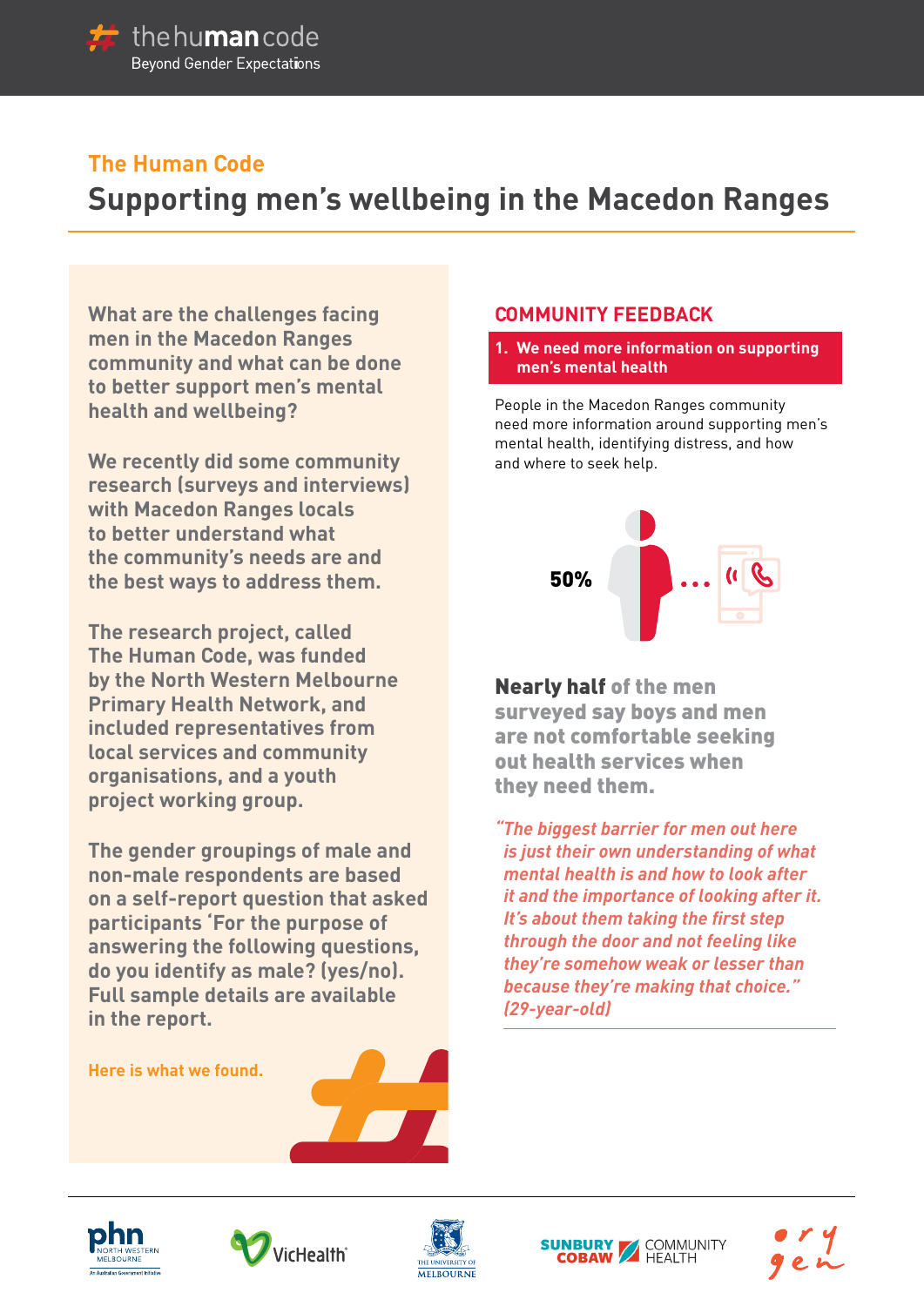# The Human Code

## Supporting men's wellbeing in the Macedon Ranges

**What are the challenges facing men in the Macedon Ranges community and what can be done to better support men's mental health and wellbeing?**

**We recently did some community research (surveys and interviews) with Macedon Ranges locals to better understand what the community's needs are and the best ways to address them.**

**The research project, called The Human Code, was funded by the North Western Melbourne Primary Health Network, and included representatives from local services and community organisations, and a youth project working group.**

**The gender groupings of male and non-male respondents are based on a self-report question that asked participants 'For the purpose of answering the following questions, do you identify as male? (yes/no). Full sample details are available in the report.**

**Here is what we found.**

## COMMUNITY FEEDBACK

### 1. We need more information on supporting men's mental health

People in the Macedon Ranges community need more information around supporting men's mental health, identifying distress, and how and where to seek help.

**50%**

**Nearly half of the men surveyed say boys and men are not comfortable seeking out health services when they need them.**

*"The biggest barrier for men out here is just their own understanding of what mental health is and how to look after it and the importance of looking after it. It's about them taking the first step through the door and not feeling like they're somehow weak or lesser than because they're making that choice." (29-year-old)*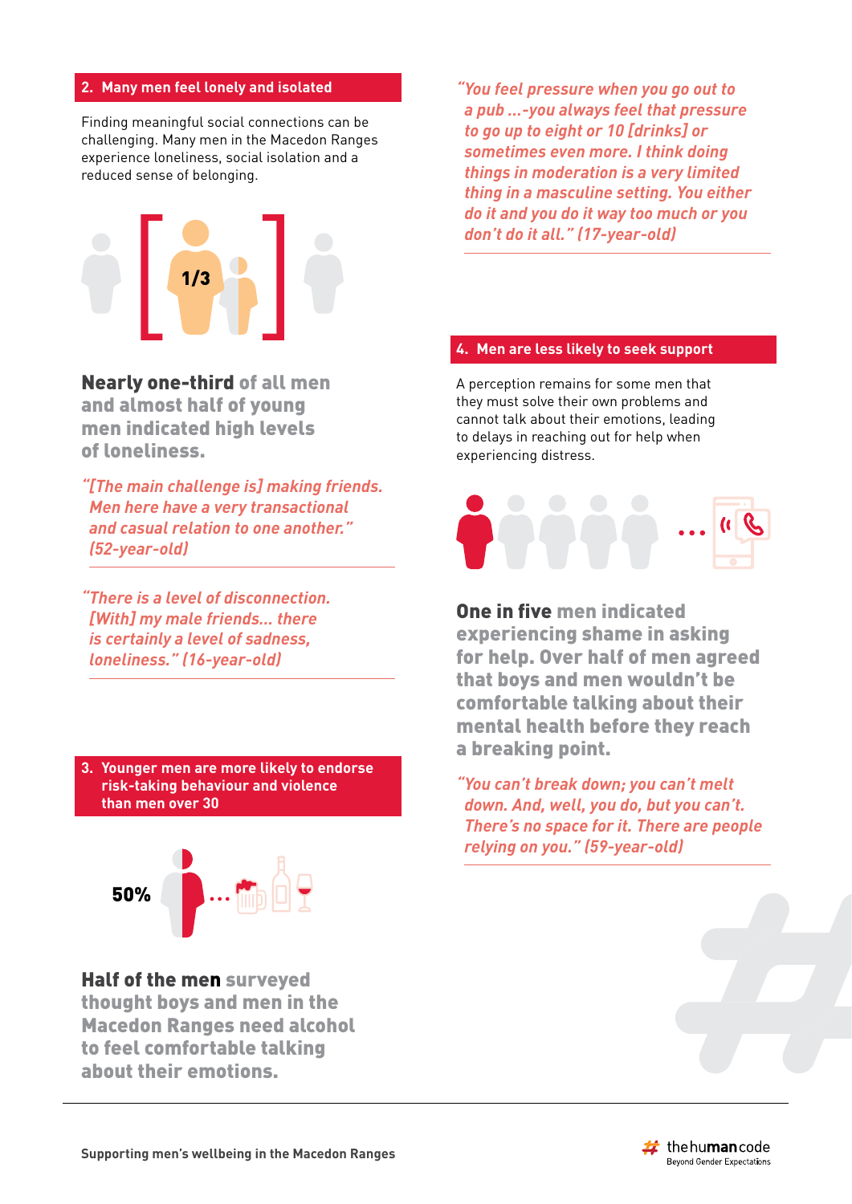## 2. Many men feel lonely and isolated

Finding meaningful social connections can be challenging. Many men in the Macedon Ranges experience loneliness, social isolation and a reduced sense of belonging.

1/3

**Nearly one-third** of all men and almost half of young men indicated high levels of loneliness.

*"[The main challenge is] making friends. Men here have a very transactional and casual relation to one another." (52-year-old)*

*"There is a level of disconnection. [With] my male friends... there is certainly a level of sadness, loneliness." (16-year-old)*

## 3. Younger men are more likely to endorse risk-taking behaviour and violence than men over 30

50%

**Half of the men** surveyed thought boys and men in the Macedon Ranges need alcohol to feel comfortable talking about their emotions.

*"You feel pressure when you go out to a pub ...-you always feel that pressure to go up to eight or 10 [drinks] or sometimes even more. I think doing things in moderation is a very limited thing in a masculine setting. You either do it and you do it way too much or you don't do it all." (17-year-old)*

## 4. Men are less likely to seek support

A perception remains for some men that they must solve their own problems and cannot talk about their emotions, leading to delays in reaching out for help when experiencing distress.

**One in five** men indicated experiencing shame in asking for help. Over half of men agreed that boys and men wouldn't be comfortable talking about their mental health before they reach a breaking point.

*"You can't break down; you can't melt down. And, well, you do, but you can't. There's no space for it. There are people relying on you." (59-year-old)*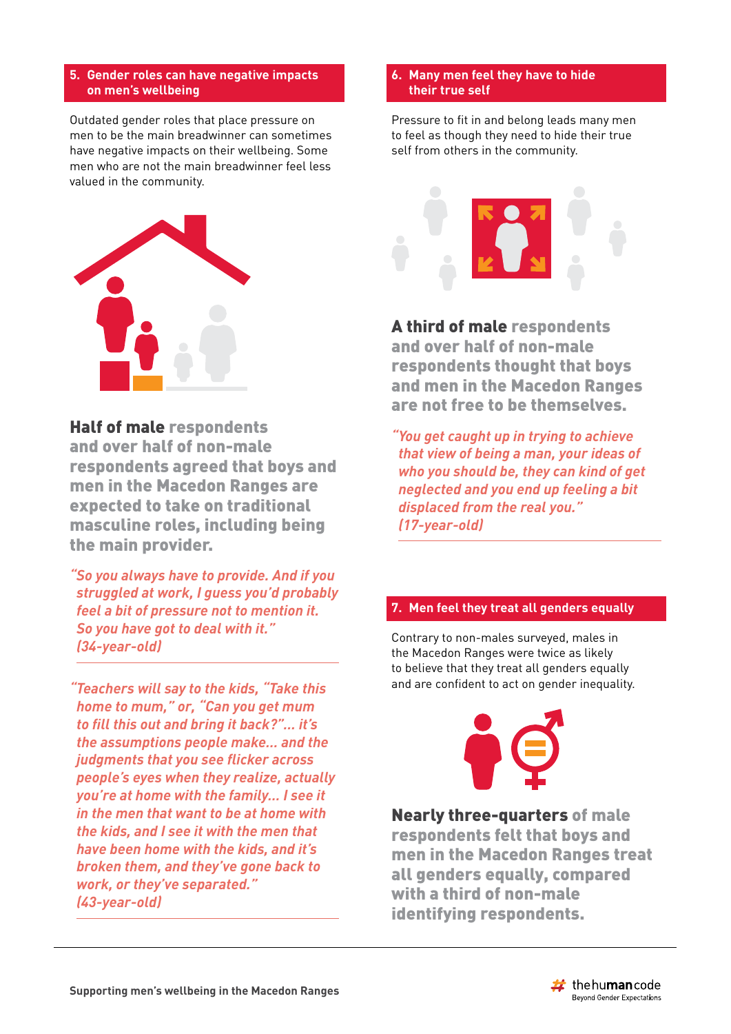## 5. Gender roles can have negative impacts on men's wellbeing

Outdated gender roles that place pressure on men to be the main breadwinner can sometimes have negative impacts on their wellbeing. Some men who are not the main breadwinner feel less valued in the community.

**Half of male respondents and over half of non-male respondents agreed that boys and men in the Macedon Ranges are expected to take on traditional masculine roles, including being the main provider.**

*"So you always have to provide. And if you struggled at work, I guess you'd probably feel a bit of pressure not to mention it. So you have got to deal with it." (34-year-old)*

*"Teachers will say to the kids, "Take this home to mum," or, "Can you get mum to fill this out and bring it back?"... it's the assumptions people make... and the judgments that you see flicker across people's eyes when they realize, actually you're at home with the family... I see it in the men that want to be at home with the kids, and I see it with the men that have been home with the kids, and it's broken them, and they've gone back to work, or they've separated." (43-year-old)*

## 6. Many men feel they have to hide their true self

Pressure to fit in and belong leads many men to feel as though they need to hide their true self from others in the community.

**A third of male respondents and over half of non-male respondents thought that boys and men in the Macedon Ranges are not free to be themselves.**

*"You get caught up in trying to achieve that view of being a man, your ideas of who you should be, they can kind of get neglected and you end up feeling a bit displaced from the real you." (17-year-old)*

## 7. Men feel they treat all genders equally

Contrary to non-males surveyed, males in the Macedon Ranges were twice as likely to believe that they treat all genders equally and are confident to act on gender inequality.

**Nearly three-quarters of male respondents felt that boys and men in the Macedon Ranges treat all genders equally, compared with a third of non-male identifying respondents.**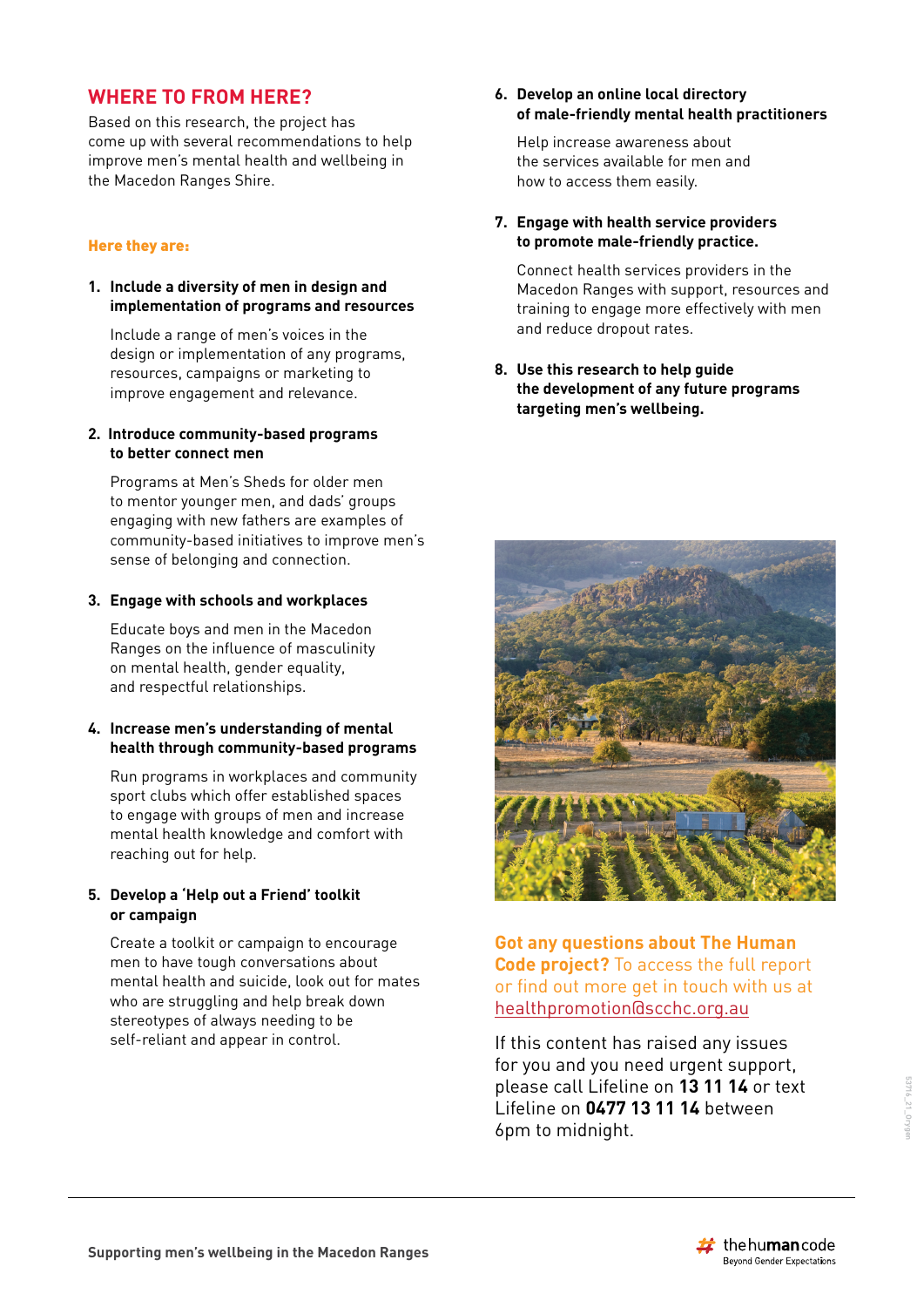## WHERE TO FROM HERE?

Based on this research, the project has come up with several recommendations to help improve men's mental health and wellbeing in the Macedon Ranges Shire.

**Here they are:**

1. **Include a diversity of men in design and implementation of programs and resources**

   Include a range of men's voices in the design or implementation of any programs, resources, campaigns or marketing to improve engagement and relevance.

2. **Introduce community-based programs to better connect men**

   Programs at Men's Sheds for older men to mentor younger men, and dads' groups engaging with new fathers are examples of community-based initiatives to improve men's sense of belonging and connection.

3. **Engage with schools and workplaces**

   Educate boys and men in the Macedon Ranges on the influence of masculinity on mental health, gender equality, and respectful relationships.

4. **Increase men's understanding of mental health through community-based programs**

   Run programs in workplaces and community sport clubs which offer established spaces to engage with groups of men and increase mental health knowledge and comfort with reaching out for help.

5. **Develop a 'Help out a Friend' toolkit or campaign**

   Create a toolkit or campaign to encourage men to have tough conversations about mental health and suicide, look out for mates who are struggling and help break down stereotypes of always needing to be self-reliant and appear in control.

6. **Develop an online local directory of male-friendly mental health practitioners**

   Help increase awareness about the services available for men and how to access them easily.

7. **Engage with health service providers to promote male-friendly practice.**

   Connect health services providers in the Macedon Ranges with support, resources and training to engage more effectively with men and reduce dropout rates.

8. **Use this research to help guide the development of any future programs targeting men's wellbeing.**

**Got any questions about The Human Code project?** To access the full report or find out more get in touch with us at healthpromotion@scchc.org.au

If this content has raised any issues for you and you need urgent support, please call Lifeline on **13 11 14** or text Lifeline on **0477 13 11 14** between 6pm to midnight.